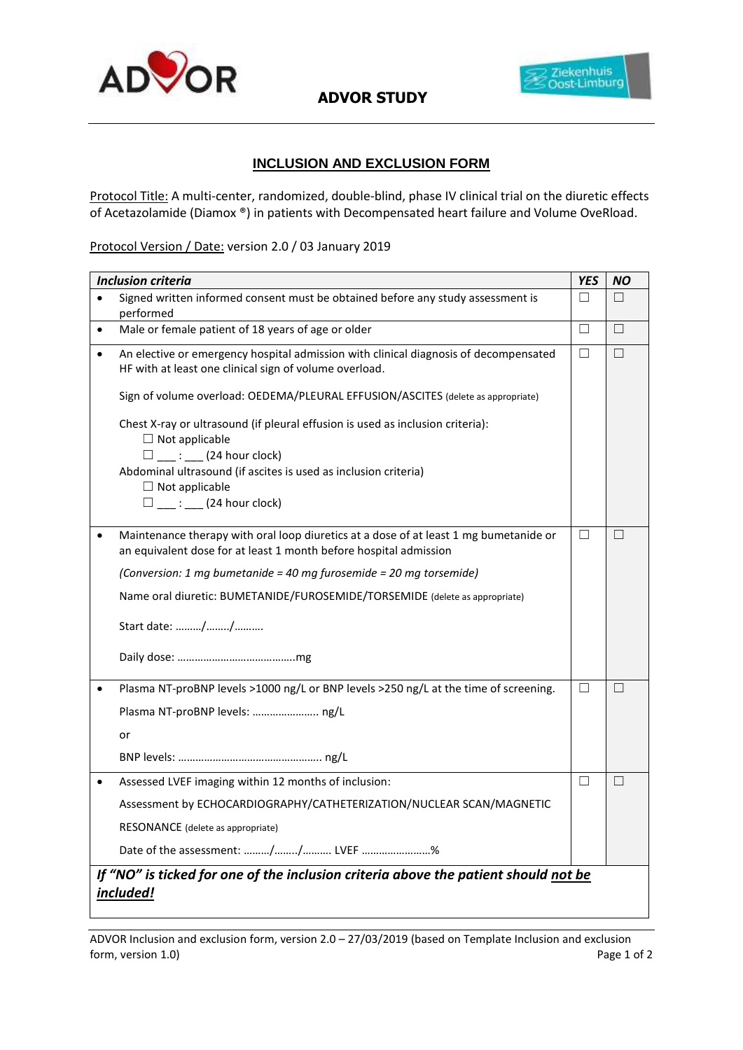**ADVOR STUDY**

## INCLUSION AND EXCLUSION FORM

Protocol Title: A multi-center, randomized, double-blind, phase IV clinical trial on the diuretic effects of Acetazolamide (Diamox ®) in patients with Decompensated heart failure and Volume OveRload.

Protocol Version / Date: version 2.0 / 03 January 2019

| *Inclusion criteria* | *YES* | *NO* |
|---|---|---|
| • Signed written informed consent must be obtained before any study assessment is performed | ☐ | ☐ |
| • Male or female patient of 18 years of age or older | ☐ | ☐ |
| • An elective or emergency hospital admission with clinical diagnosis of decompensated HF with at least one clinical sign of volume overload.<br><br>Sign of volume overload: OEDEMA/PLEURAL EFFUSION/ASCITES (delete as appropriate)<br><br>Chest X-ray or ultrasound (if pleural effusion is used as inclusion criteria):<br>☐ Not applicable<br>☐ ___ : ___ (24 hour clock)<br>Abdominal ultrasound (if ascites is used as inclusion criteria)<br>☐ Not applicable<br>☐ ___ : ___ (24 hour clock) | ☐ | ☐ |
| • Maintenance therapy with oral loop diuretics at a dose of at least 1 mg bumetanide or an equivalent dose for at least 1 month before hospital admission<br><br>*(Conversion: 1 mg bumetanide = 40 mg furosemide = 20 mg torsemide)*<br><br>Name oral diuretic: BUMETANIDE/FUROSEMIDE/TORSEMIDE (delete as appropriate)<br><br>Start date: ………/……../……….<br><br>Daily dose: ………………………………….mg | ☐ | ☐ |
| • Plasma NT-proBNP levels >1000 ng/L or BNP levels >250 ng/L at the time of screening.<br><br>Plasma NT-proBNP levels: ………………….. ng/L<br><br>or<br><br>BNP levels: ………………………………………….. ng/L | ☐ | ☐ |
| • Assessed LVEF imaging within 12 months of inclusion:<br><br>Assessment by ECHOCARDIOGRAPHY/CATHETERIZATION/NUCLEAR SCAN/MAGNETIC RESONANCE (delete as appropriate)<br><br>Date of the assessment: ………/……../………. LVEF ……………………% | ☐ | ☐ |
| ***If "NO" is ticked for one of the inclusion criteria above the patient should not be included!*** | | |

ADVOR Inclusion and exclusion form, version 2.0 – 27/03/2019 (based on Template Inclusion and exclusion form, version 1.0)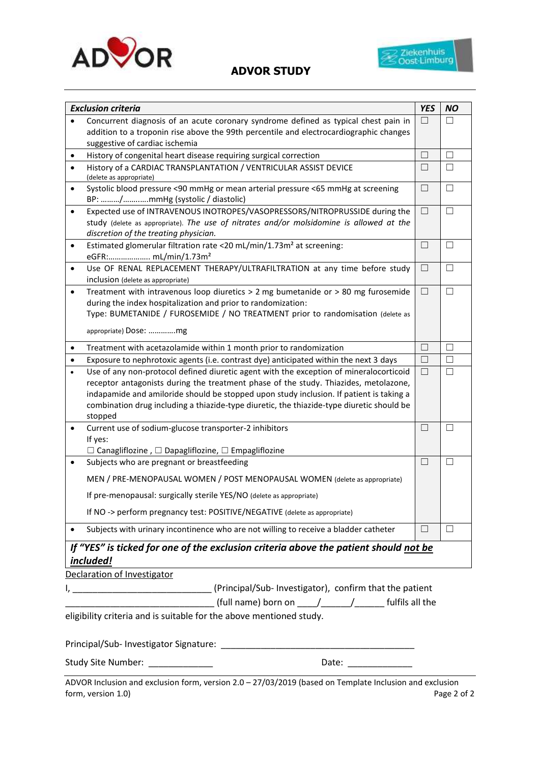# ADVOR STUDY

| *Exclusion criteria* | *YES* | *NO* |
|---|---|---|
| • Concurrent diagnosis of an acute coronary syndrome defined as typical chest pain in addition to a troponin rise above the 99th percentile and electrocardiographic changes suggestive of cardiac ischemia | ☐ | ☐ |
| • History of congenital heart disease requiring surgical correction | ☐ | ☐ |
| • History of a CARDIAC TRANSPLANTATION / VENTRICULAR ASSIST DEVICE (delete as appropriate) | ☐ | ☐ |
| • Systolic blood pressure <90 mmHg or mean arterial pressure <65 mmHg at screening BP: ………/………..mmHg (systolic / diastolic) | ☐ | ☐ |
| • Expected use of INTRAVENOUS INOTROPES/VASOPRESSORS/NITROPRUSSIDE during the study (delete as appropriate). *The use of nitrates and/or molsidomine is allowed at the discretion of the treating physician.* | ☐ | ☐ |
| • Estimated glomerular filtration rate <20 mL/min/1.73m² at screening: eGFR:……………….. mL/min/1.73m² | ☐ | ☐ |
| • Use OF RENAL REPLACEMENT THERAPY/ULTRAFILTRATION at any time before study inclusion (delete as appropriate) | ☐ | ☐ |
| • Treatment with intravenous loop diuretics > 2 mg bumetanide or > 80 mg furosemide during the index hospitalization and prior to randomization: Type: BUMETANIDE / FUROSEMIDE / NO TREATMENT prior to randomisation (delete as appropriate) Dose: ………….mg | ☐ | ☐ |
| • Treatment with acetazolamide within 1 month prior to randomization | ☐ | ☐ |
| • Exposure to nephrotoxic agents (i.e. contrast dye) anticipated within the next 3 days | ☐ | ☐ |
| • Use of any non-protocol defined diuretic agent with the exception of mineralocorticoid receptor antagonists during the treatment phase of the study. Thiazides, metolazone, indapamide and amiloride should be stopped upon study inclusion. If patient is taking a combination drug including a thiazide-type diuretic, the thiazide-type diuretic should be stopped | ☐ | ☐ |
| • Current use of sodium-glucose transporter-2 inhibitors<br>If yes:<br>☐ Canagliflozine , ☐ Dapagliflozine, ☐ Empagliflozine | ☐ | ☐ |
| • Subjects who are pregnant or breastfeeding<br>MEN / PRE-MENOPAUSAL WOMEN / POST MENOPAUSAL WOMEN (delete as appropriate)<br>If pre-menopausal: surgically sterile YES/NO (delete as appropriate)<br>If NO -> perform pregnancy test: POSITIVE/NEGATIVE (delete as appropriate) | ☐ | ☐ |
| • Subjects with urinary incontinence who are not willing to receive a bladder catheter | ☐ | ☐ |
| ***If "YES" is ticked for one of the exclusion criteria above the patient should not be included!*** | | |

Declaration of Investigator

I, ____________________________ (Principal/Sub- Investigator), confirm that the patient ______________________________ (full name) born on ____/______/______ fulfils all the eligibility criteria and is suitable for the above mentioned study.

Principal/Sub- Investigator Signature: _______________________________________

Study Site Number: _____________ Date: _____________

ADVOR Inclusion and exclusion form, version 2.0 – 27/03/2019 (based on Template Inclusion and exclusion form, version 1.0)